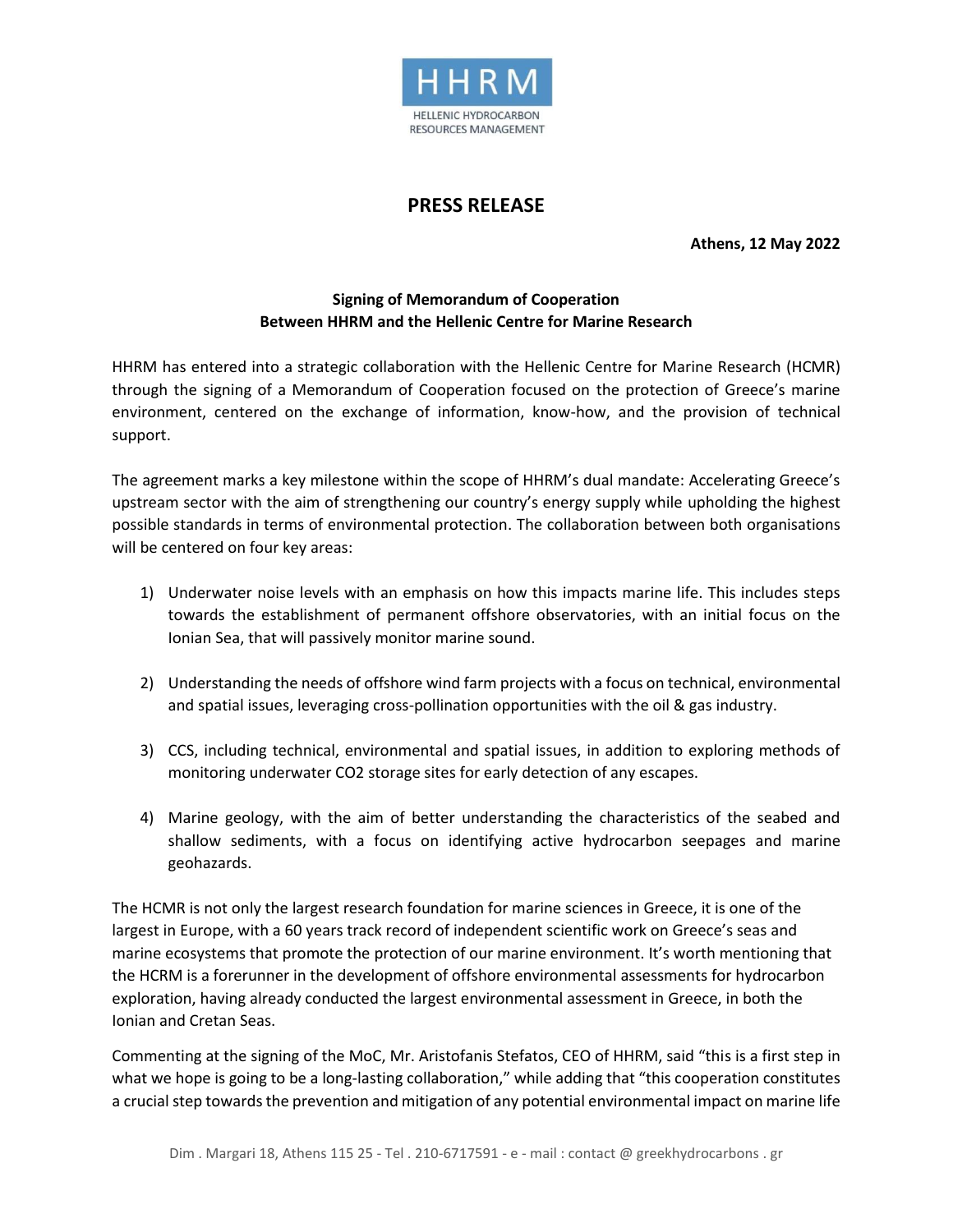HHRM

HELLENIC HYDROCARBON RESOURCES MANAGEMENT

# PRESS RELEASE

**Athens, 12 May 2022**

**Signing of Memorandum of Cooperation
Between HHRM and the Hellenic Centre for Marine Research**

HHRM has entered into a strategic collaboration with the Hellenic Centre for Marine Research (HCMR) through the signing of a Memorandum of Cooperation focused on the protection of Greece's marine environment, centered on the exchange of information, know-how, and the provision of technical support.

The agreement marks a key milestone within the scope of HHRM's dual mandate: Accelerating Greece's upstream sector with the aim of strengthening our country's energy supply while upholding the highest possible standards in terms of environmental protection. The collaboration between both organisations will be centered on four key areas:

1) Underwater noise levels with an emphasis on how this impacts marine life. This includes steps towards the establishment of permanent offshore observatories, with an initial focus on the Ionian Sea, that will passively monitor marine sound.

2) Understanding the needs of offshore wind farm projects with a focus on technical, environmental and spatial issues, leveraging cross-pollination opportunities with the oil & gas industry.

3) CCS, including technical, environmental and spatial issues, in addition to exploring methods of monitoring underwater $CO_2$ storage sites for early detection of any escapes.

4) Marine geology, with the aim of better understanding the characteristics of the seabed and shallow sediments, with a focus on identifying active hydrocarbon seepages and marine geohazards.

The HCMR is not only the largest research foundation for marine sciences in Greece, it is one of the largest in Europe, with a 60 years track record of independent scientific work on Greece's seas and marine ecosystems that promote the protection of our marine environment. It's worth mentioning that the HCRM is a forerunner in the development of offshore environmental assessments for hydrocarbon exploration, having already conducted the largest environmental assessment in Greece, in both the Ionian and Cretan Seas.

Commenting at the signing of the MoC, Mr. Aristofanis Stefatos, CEO of HHRM, said "this is a first step in what we hope is going to be a long-lasting collaboration," while adding that "this cooperation constitutes a crucial step towards the prevention and mitigation of any potential environmental impact on marine life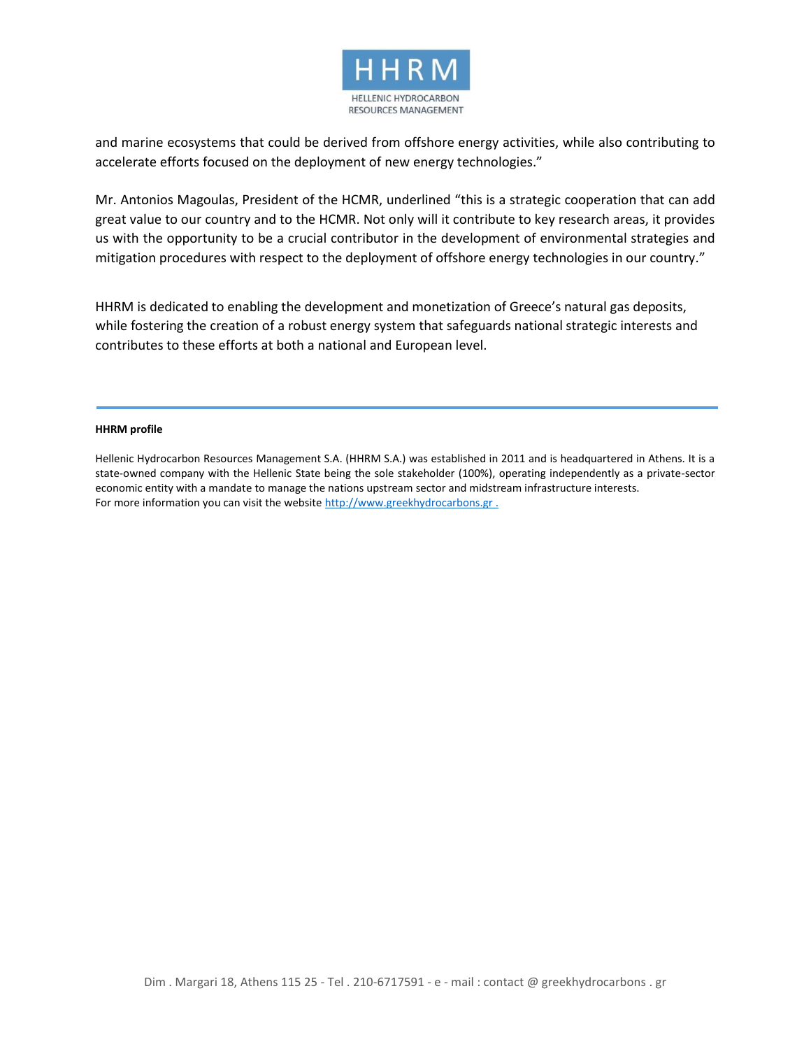and marine ecosystems that could be derived from offshore energy activities, while also contributing to accelerate efforts focused on the deployment of new energy technologies."

Mr. Antonios Magoulas, President of the HCMR, underlined "this is a strategic cooperation that can add great value to our country and to the HCMR. Not only will it contribute to key research areas, it provides us with the opportunity to be a crucial contributor in the development of environmental strategies and mitigation procedures with respect to the deployment of offshore energy technologies in our country."

HHRM is dedicated to enabling the development and monetization of Greece's natural gas deposits, while fostering the creation of a robust energy system that safeguards national strategic interests and contributes to these efforts at both a national and European level.

---

**HHRM profile**

Hellenic Hydrocarbon Resources Management S.A. (HHRM S.A.) was established in 2011 and is headquartered in Athens. It is a state-owned company with the Hellenic State being the sole stakeholder (100%), operating independently as a private-sector economic entity with a mandate to manage the nations upstream sector and midstream infrastructure interests.
For more information you can visit the website [http://www.greekhydrocarbons.gr .](http://www.greekhydrocarbons.gr)